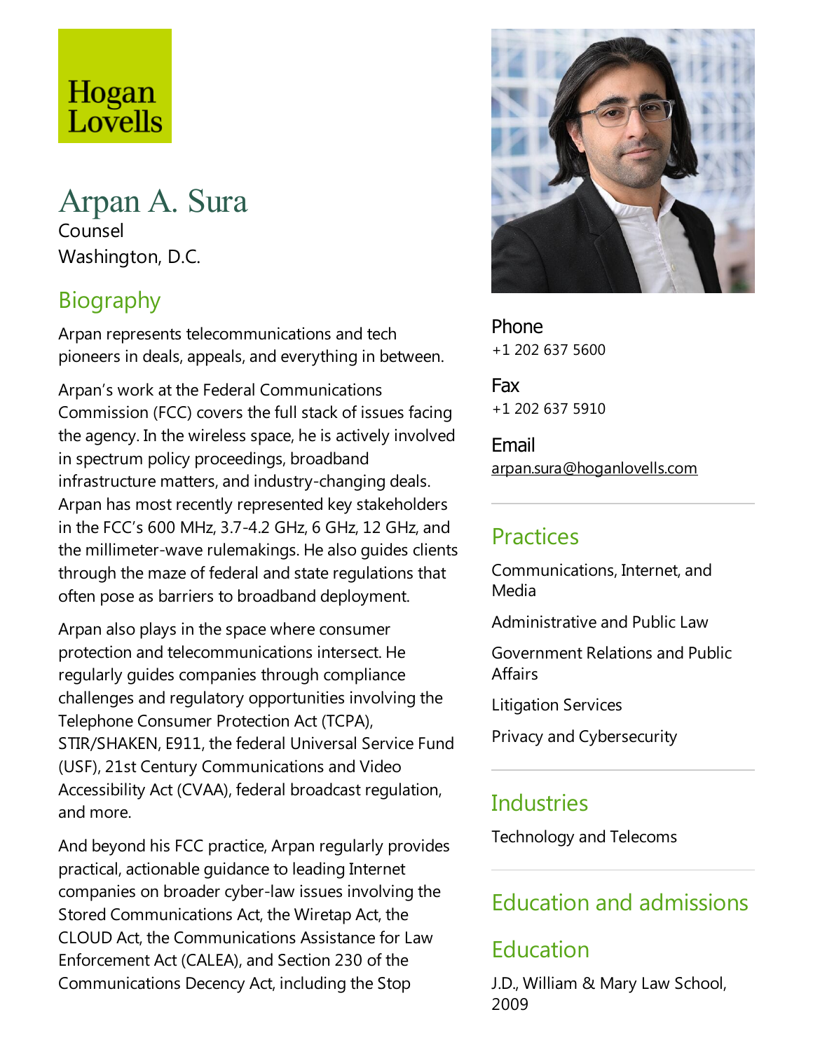Hogan Lovells

# Arpan A. Sura

Counsel

Washington, D.C.

## Biography

Arpan represents telecommunications and tech pioneers in deals, appeals, and everything in between.

Arpan's work at the Federal Communications Commission (FCC) covers the full stack of issues facing the agency. In the wireless space, he is actively involved in spectrum policy proceedings, broadband infrastructure matters, and industry-changing deals. Arpan has most recently represented key stakeholders in the FCC's 600 MHz, 3.7-4.2 GHz, 6 GHz, 12 GHz, and the millimeter-wave rulemakings. He also guides clients through the maze of federal and state regulations that often pose as barriers to broadband deployment.

Arpan also plays in the space where consumer protection and telecommunications intersect. He regularly guides companies through compliance challenges and regulatory opportunities involving the Telephone Consumer Protection Act (TCPA), STIR/SHAKEN, E911, the federal Universal Service Fund (USF), 21st Century Communications and Video Accessibility Act (CVAA), federal broadcast regulation, and more.

And beyond his FCC practice, Arpan regularly provides practical, actionable guidance to leading Internet companies on broader cyber-law issues involving the Stored Communications Act, the Wiretap Act, the CLOUD Act, the Communications Assistance for Law Enforcement Act (CALEA), and Section 230 of the Communications Decency Act, including the Stop

Phone
+1 202 637 5600

Fax
+1 202 637 5910

Email
arpan.sura@hoganlovells.com

## Practices

Communications, Internet, and Media

Administrative and Public Law

Government Relations and Public Affairs

Litigation Services

Privacy and Cybersecurity

## Industries

Technology and Telecoms

## Education and admissions

## Education

J.D., William & Mary Law School, 2009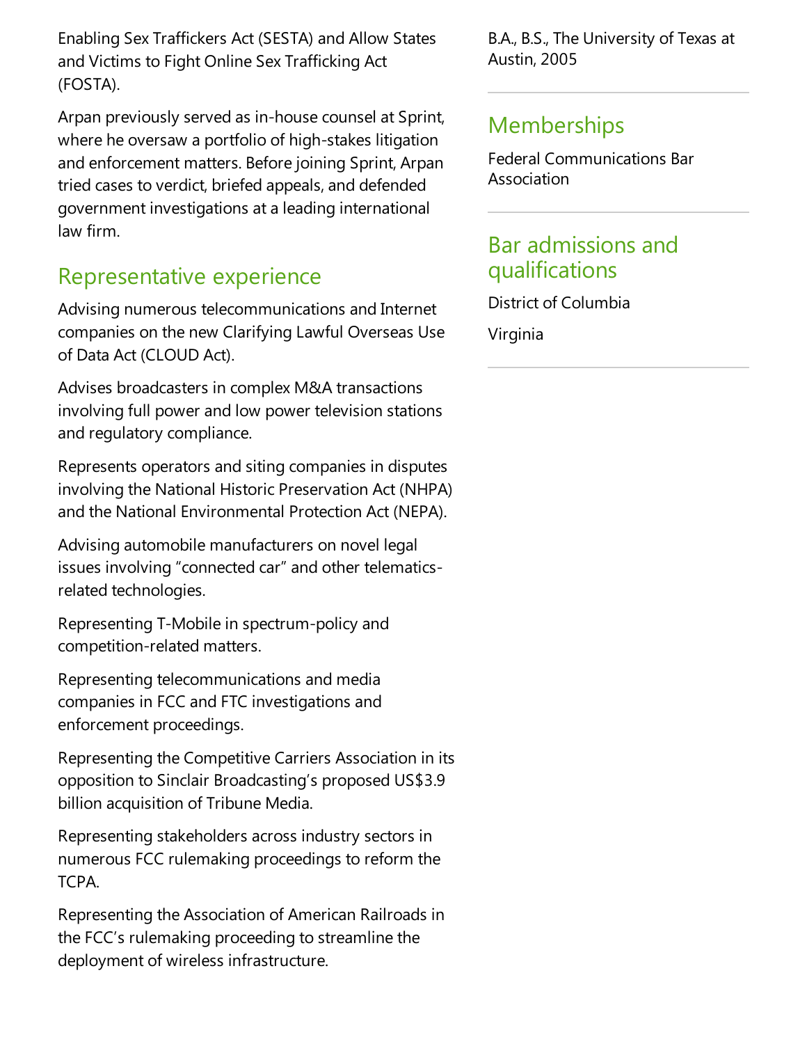Enabling Sex Traffickers Act (SESTA) and Allow States and Victims to Fight Online Sex Trafficking Act (FOSTA).

Arpan previously served as in-house counsel at Sprint, where he oversaw a portfolio of high-stakes litigation and enforcement matters. Before joining Sprint, Arpan tried cases to verdict, briefed appeals, and defended government investigations at a leading international law firm.

## Representative experience

Advising numerous telecommunications and Internet companies on the new Clarifying Lawful Overseas Use of Data Act (CLOUD Act).

Advises broadcasters in complex M&A transactions involving full power and low power television stations and regulatory compliance.

Represents operators and siting companies in disputes involving the National Historic Preservation Act (NHPA) and the National Environmental Protection Act (NEPA).

Advising automobile manufacturers on novel legal issues involving "connected car" and other telematics-related technologies.

Representing T-Mobile in spectrum-policy and competition-related matters.

Representing telecommunications and media companies in FCC and FTC investigations and enforcement proceedings.

Representing the Competitive Carriers Association in its opposition to Sinclair Broadcasting's proposed US$3.9 billion acquisition of Tribune Media.

Representing stakeholders across industry sectors in numerous FCC rulemaking proceedings to reform the TCPA.

Representing the Association of American Railroads in the FCC's rulemaking proceeding to streamline the deployment of wireless infrastructure.

B.A., B.S., The University of Texas at Austin, 2005

## Memberships

Federal Communications Bar Association

## Bar admissions and qualifications

District of Columbia

Virginia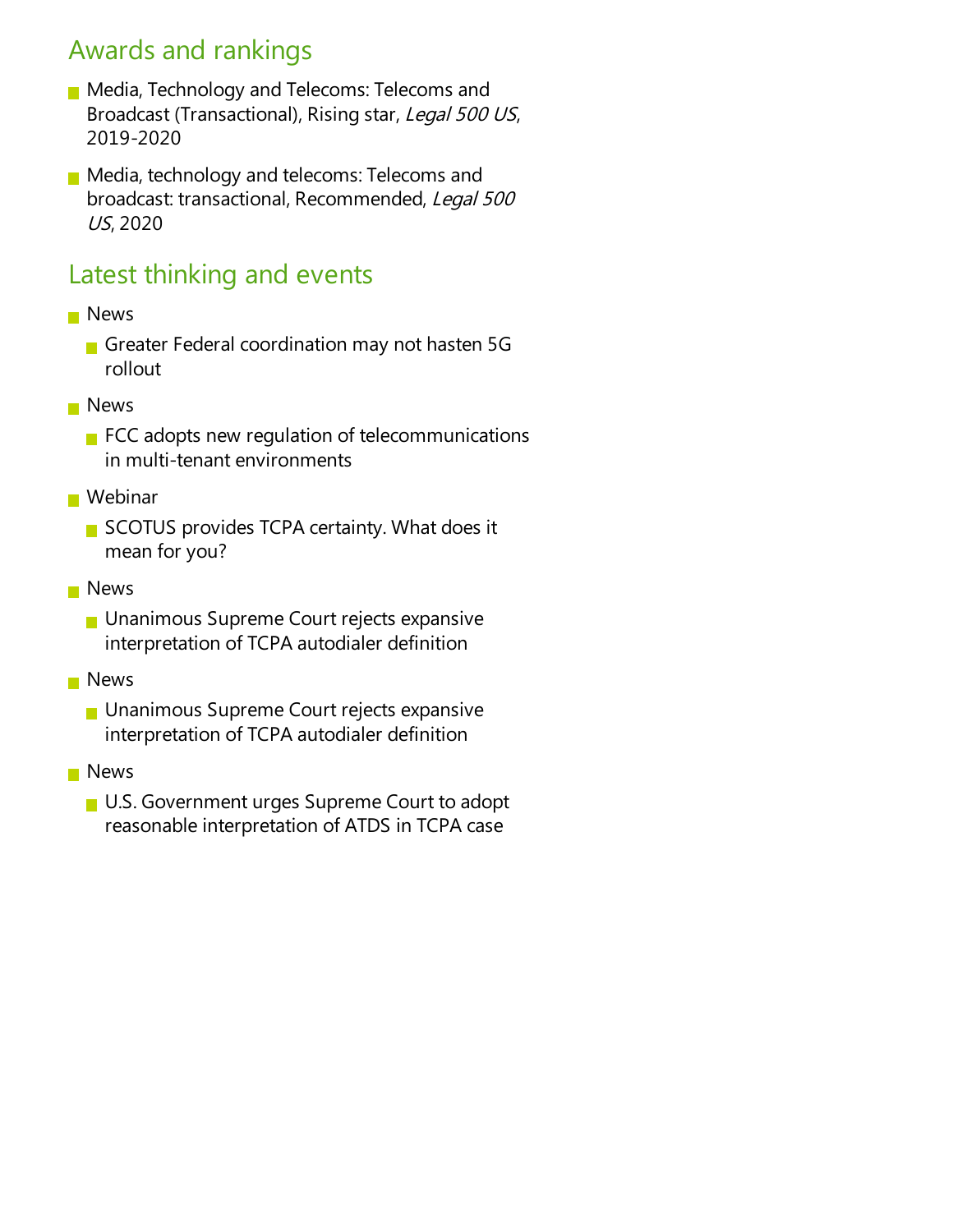## Awards and rankings

- Media, Technology and Telecoms: Telecoms and Broadcast (Transactional), Rising star, *Legal 500 US*, 2019-2020
- Media, technology and telecoms: Telecoms and broadcast: transactional, Recommended, *Legal 500 US*, 2020

## Latest thinking and events

- News
  - Greater Federal coordination may not hasten 5G rollout
- News
  - FCC adopts new regulation of telecommunications in multi-tenant environments
- Webinar
  - SCOTUS provides TCPA certainty. What does it mean for you?
- News
  - Unanimous Supreme Court rejects expansive interpretation of TCPA autodialer definition
- News
  - Unanimous Supreme Court rejects expansive interpretation of TCPA autodialer definition
- News
  - U.S. Government urges Supreme Court to adopt reasonable interpretation of ATDS in TCPA case